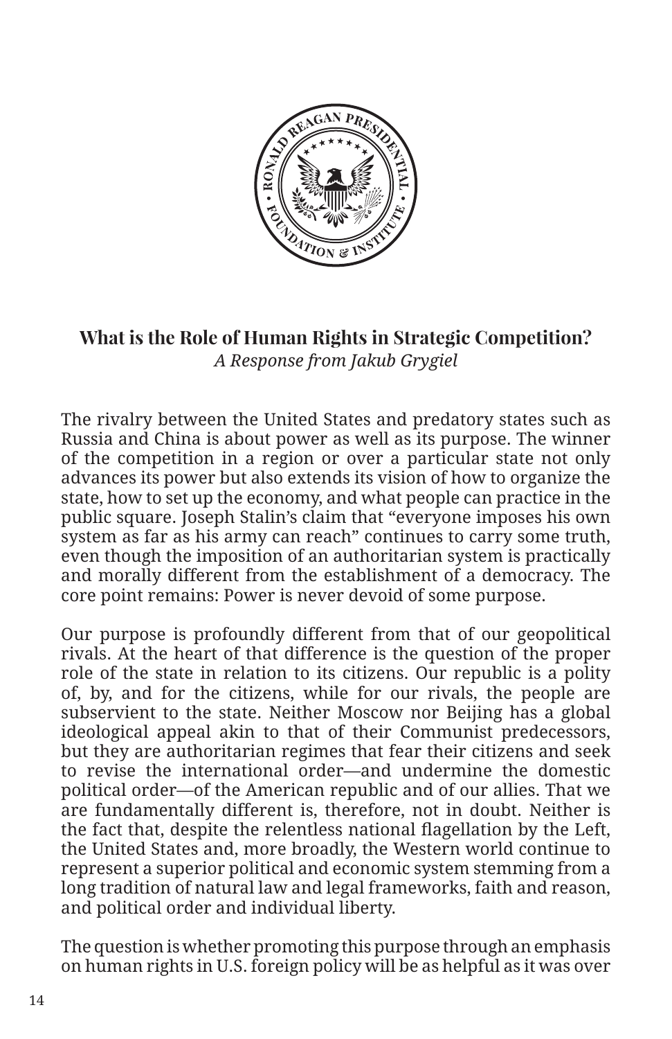## What is the Role of Human Rights in Strategic Competition?

*A Response from Jakub Grygiel*

The rivalry between the United States and predatory states such as Russia and China is about power as well as its purpose. The winner of the competition in a region or over a particular state not only advances its power but also extends its vision of how to organize the state, how to set up the economy, and what people can practice in the public square. Joseph Stalin's claim that "everyone imposes his own system as far as his army can reach" continues to carry some truth, even though the imposition of an authoritarian system is practically and morally different from the establishment of a democracy. The core point remains: Power is never devoid of some purpose.

Our purpose is profoundly different from that of our geopolitical rivals. At the heart of that difference is the question of the proper role of the state in relation to its citizens. Our republic is a polity of, by, and for the citizens, while for our rivals, the people are subservient to the state. Neither Moscow nor Beijing has a global ideological appeal akin to that of their Communist predecessors, but they are authoritarian regimes that fear their citizens and seek to revise the international order—and undermine the domestic political order—of the American republic and of our allies. That we are fundamentally different is, therefore, not in doubt. Neither is the fact that, despite the relentless national flagellation by the Left, the United States and, more broadly, the Western world continue to represent a superior political and economic system stemming from a long tradition of natural law and legal frameworks, faith and reason, and political order and individual liberty.

The question is whether promoting this purpose through an emphasis on human rights in U.S. foreign policy will be as helpful as it was over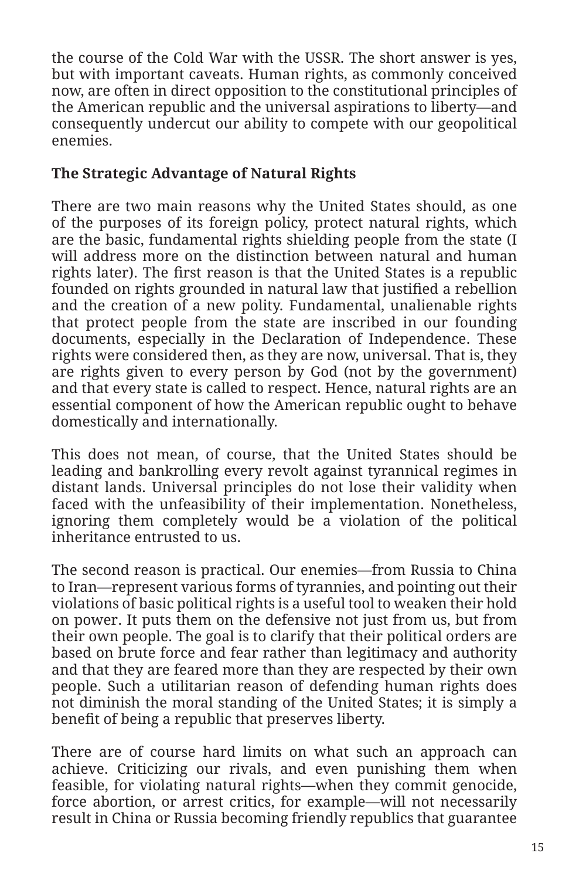the course of the Cold War with the USSR. The short answer is yes, but with important caveats. Human rights, as commonly conceived now, are often in direct opposition to the constitutional principles of the American republic and the universal aspirations to liberty—and consequently undercut our ability to compete with our geopolitical enemies.

## The Strategic Advantage of Natural Rights

There are two main reasons why the United States should, as one of the purposes of its foreign policy, protect natural rights, which are the basic, fundamental rights shielding people from the state (I will address more on the distinction between natural and human rights later). The first reason is that the United States is a republic founded on rights grounded in natural law that justified a rebellion and the creation of a new polity. Fundamental, unalienable rights that protect people from the state are inscribed in our founding documents, especially in the Declaration of Independence. These rights were considered then, as they are now, universal. That is, they are rights given to every person by God (not by the government) and that every state is called to respect. Hence, natural rights are an essential component of how the American republic ought to behave domestically and internationally.

This does not mean, of course, that the United States should be leading and bankrolling every revolt against tyrannical regimes in distant lands. Universal principles do not lose their validity when faced with the unfeasibility of their implementation. Nonetheless, ignoring them completely would be a violation of the political inheritance entrusted to us.

The second reason is practical. Our enemies—from Russia to China to Iran—represent various forms of tyrannies, and pointing out their violations of basic political rights is a useful tool to weaken their hold on power. It puts them on the defensive not just from us, but from their own people. The goal is to clarify that their political orders are based on brute force and fear rather than legitimacy and authority and that they are feared more than they are respected by their own people. Such a utilitarian reason of defending human rights does not diminish the moral standing of the United States; it is simply a benefit of being a republic that preserves liberty.

There are of course hard limits on what such an approach can achieve. Criticizing our rivals, and even punishing them when feasible, for violating natural rights—when they commit genocide, force abortion, or arrest critics, for example—will not necessarily result in China or Russia becoming friendly republics that guarantee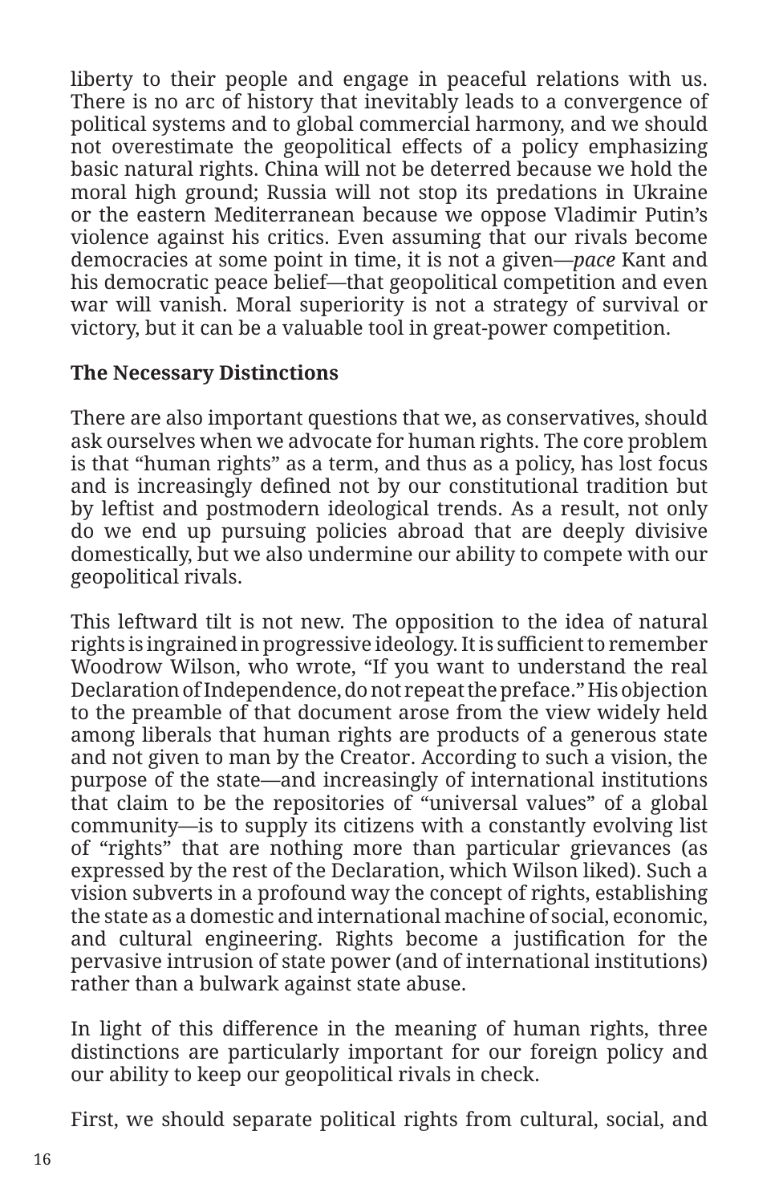liberty to their people and engage in peaceful relations with us. There is no arc of history that inevitably leads to a convergence of political systems and to global commercial harmony, and we should not overestimate the geopolitical effects of a policy emphasizing basic natural rights. China will not be deterred because we hold the moral high ground; Russia will not stop its predations in Ukraine or the eastern Mediterranean because we oppose Vladimir Putin's violence against his critics. Even assuming that our rivals become democracies at some point in time, it is not a given—*pace* Kant and his democratic peace belief—that geopolitical competition and even war will vanish. Moral superiority is not a strategy of survival or victory, but it can be a valuable tool in great-power competition.

**The Necessary Distinctions**

There are also important questions that we, as conservatives, should ask ourselves when we advocate for human rights. The core problem is that "human rights" as a term, and thus as a policy, has lost focus and is increasingly defined not by our constitutional tradition but by leftist and postmodern ideological trends. As a result, not only do we end up pursuing policies abroad that are deeply divisive domestically, but we also undermine our ability to compete with our geopolitical rivals.

This leftward tilt is not new. The opposition to the idea of natural rights is ingrained in progressive ideology. It is sufficient to remember Woodrow Wilson, who wrote, "If you want to understand the real Declaration of Independence, do not repeat the preface." His objection to the preamble of that document arose from the view widely held among liberals that human rights are products of a generous state and not given to man by the Creator. According to such a vision, the purpose of the state—and increasingly of international institutions that claim to be the repositories of "universal values" of a global community—is to supply its citizens with a constantly evolving list of "rights" that are nothing more than particular grievances (as expressed by the rest of the Declaration, which Wilson liked). Such a vision subverts in a profound way the concept of rights, establishing the state as a domestic and international machine of social, economic, and cultural engineering. Rights become a justification for the pervasive intrusion of state power (and of international institutions) rather than a bulwark against state abuse.

In light of this difference in the meaning of human rights, three distinctions are particularly important for our foreign policy and our ability to keep our geopolitical rivals in check.

First, we should separate political rights from cultural, social, and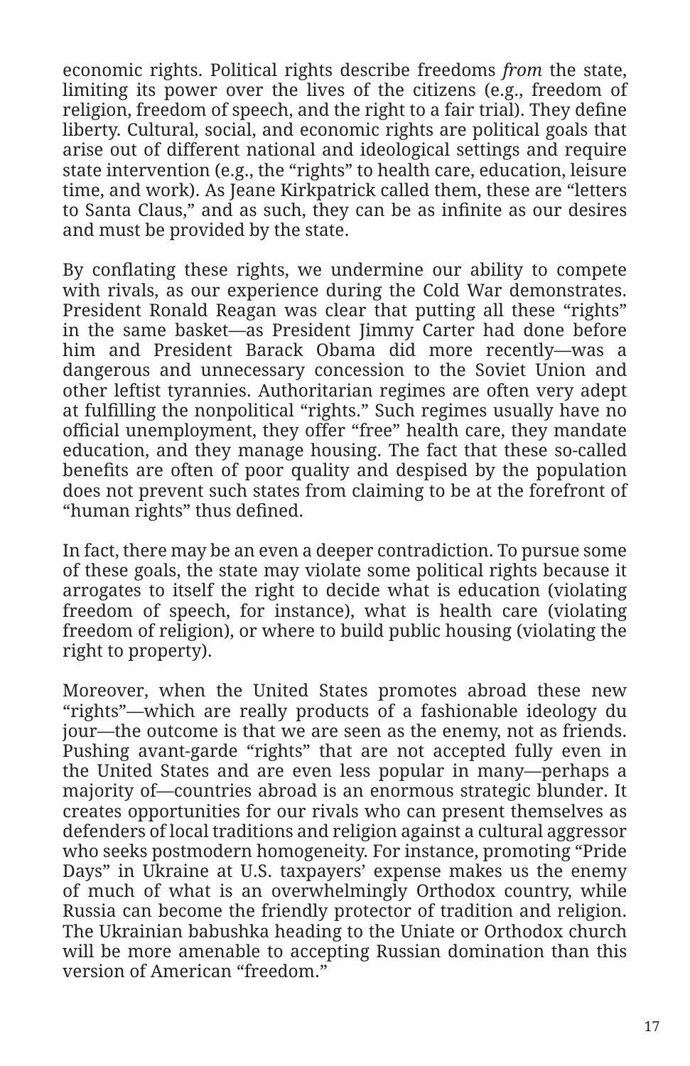economic rights. Political rights describe freedoms *from* the state, limiting its power over the lives of the citizens (e.g., freedom of religion, freedom of speech, and the right to a fair trial). They define liberty. Cultural, social, and economic rights are political goals that arise out of different national and ideological settings and require state intervention (e.g., the "rights" to health care, education, leisure time, and work). As Jeane Kirkpatrick called them, these are "letters to Santa Claus," and as such, they can be as infinite as our desires and must be provided by the state.

By conflating these rights, we undermine our ability to compete with rivals, as our experience during the Cold War demonstrates. President Ronald Reagan was clear that putting all these "rights" in the same basket—as President Jimmy Carter had done before him and President Barack Obama did more recently—was a dangerous and unnecessary concession to the Soviet Union and other leftist tyrannies. Authoritarian regimes are often very adept at fulfilling the nonpolitical "rights." Such regimes usually have no official unemployment, they offer "free" health care, they mandate education, and they manage housing. The fact that these so-called benefits are often of poor quality and despised by the population does not prevent such states from claiming to be at the forefront of "human rights" thus defined.

In fact, there may be an even a deeper contradiction. To pursue some of these goals, the state may violate some political rights because it arrogates to itself the right to decide what is education (violating freedom of speech, for instance), what is health care (violating freedom of religion), or where to build public housing (violating the right to property).

Moreover, when the United States promotes abroad these new "rights"—which are really products of a fashionable ideology du jour—the outcome is that we are seen as the enemy, not as friends. Pushing avant-garde "rights" that are not accepted fully even in the United States and are even less popular in many—perhaps a majority of—countries abroad is an enormous strategic blunder. It creates opportunities for our rivals who can present themselves as defenders of local traditions and religion against a cultural aggressor who seeks postmodern homogeneity. For instance, promoting "Pride Days" in Ukraine at U.S. taxpayers' expense makes us the enemy of much of what is an overwhelmingly Orthodox country, while Russia can become the friendly protector of tradition and religion. The Ukrainian babushka heading to the Uniate or Orthodox church will be more amenable to accepting Russian domination than this version of American "freedom."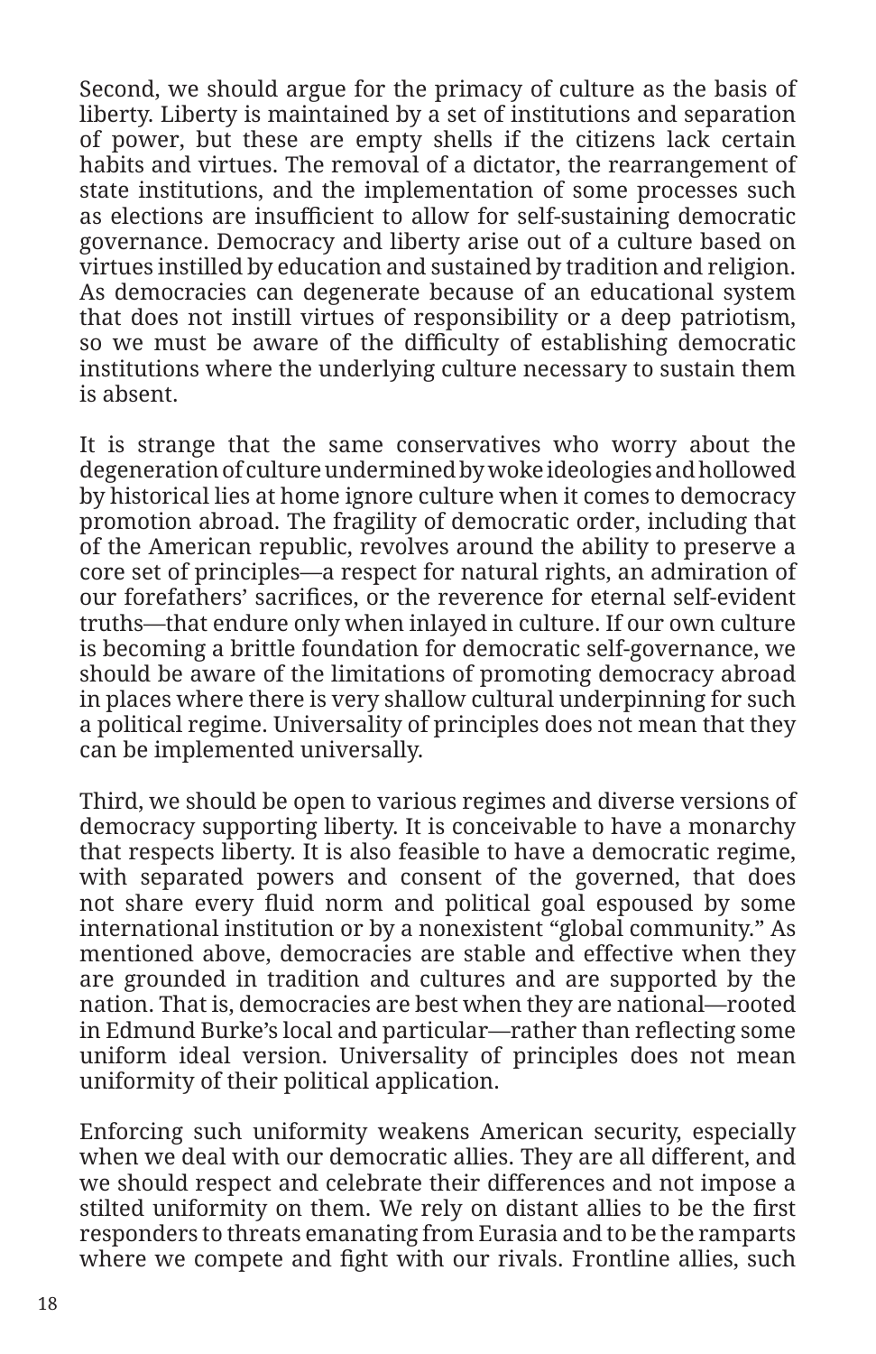Second, we should argue for the primacy of culture as the basis of liberty. Liberty is maintained by a set of institutions and separation of power, but these are empty shells if the citizens lack certain habits and virtues. The removal of a dictator, the rearrangement of state institutions, and the implementation of some processes such as elections are insufficient to allow for self-sustaining democratic governance. Democracy and liberty arise out of a culture based on virtues instilled by education and sustained by tradition and religion. As democracies can degenerate because of an educational system that does not instill virtues of responsibility or a deep patriotism, so we must be aware of the difficulty of establishing democratic institutions where the underlying culture necessary to sustain them is absent.

It is strange that the same conservatives who worry about the degeneration of culture undermined by woke ideologies and hollowed by historical lies at home ignore culture when it comes to democracy promotion abroad. The fragility of democratic order, including that of the American republic, revolves around the ability to preserve a core set of principles—a respect for natural rights, an admiration of our forefathers' sacrifices, or the reverence for eternal self-evident truths—that endure only when inlayed in culture. If our own culture is becoming a brittle foundation for democratic self-governance, we should be aware of the limitations of promoting democracy abroad in places where there is very shallow cultural underpinning for such a political regime. Universality of principles does not mean that they can be implemented universally.

Third, we should be open to various regimes and diverse versions of democracy supporting liberty. It is conceivable to have a monarchy that respects liberty. It is also feasible to have a democratic regime, with separated powers and consent of the governed, that does not share every fluid norm and political goal espoused by some international institution or by a nonexistent "global community." As mentioned above, democracies are stable and effective when they are grounded in tradition and cultures and are supported by the nation. That is, democracies are best when they are national—rooted in Edmund Burke's local and particular—rather than reflecting some uniform ideal version. Universality of principles does not mean uniformity of their political application.

Enforcing such uniformity weakens American security, especially when we deal with our democratic allies. They are all different, and we should respect and celebrate their differences and not impose a stilted uniformity on them. We rely on distant allies to be the first responders to threats emanating from Eurasia and to be the ramparts where we compete and fight with our rivals. Frontline allies, such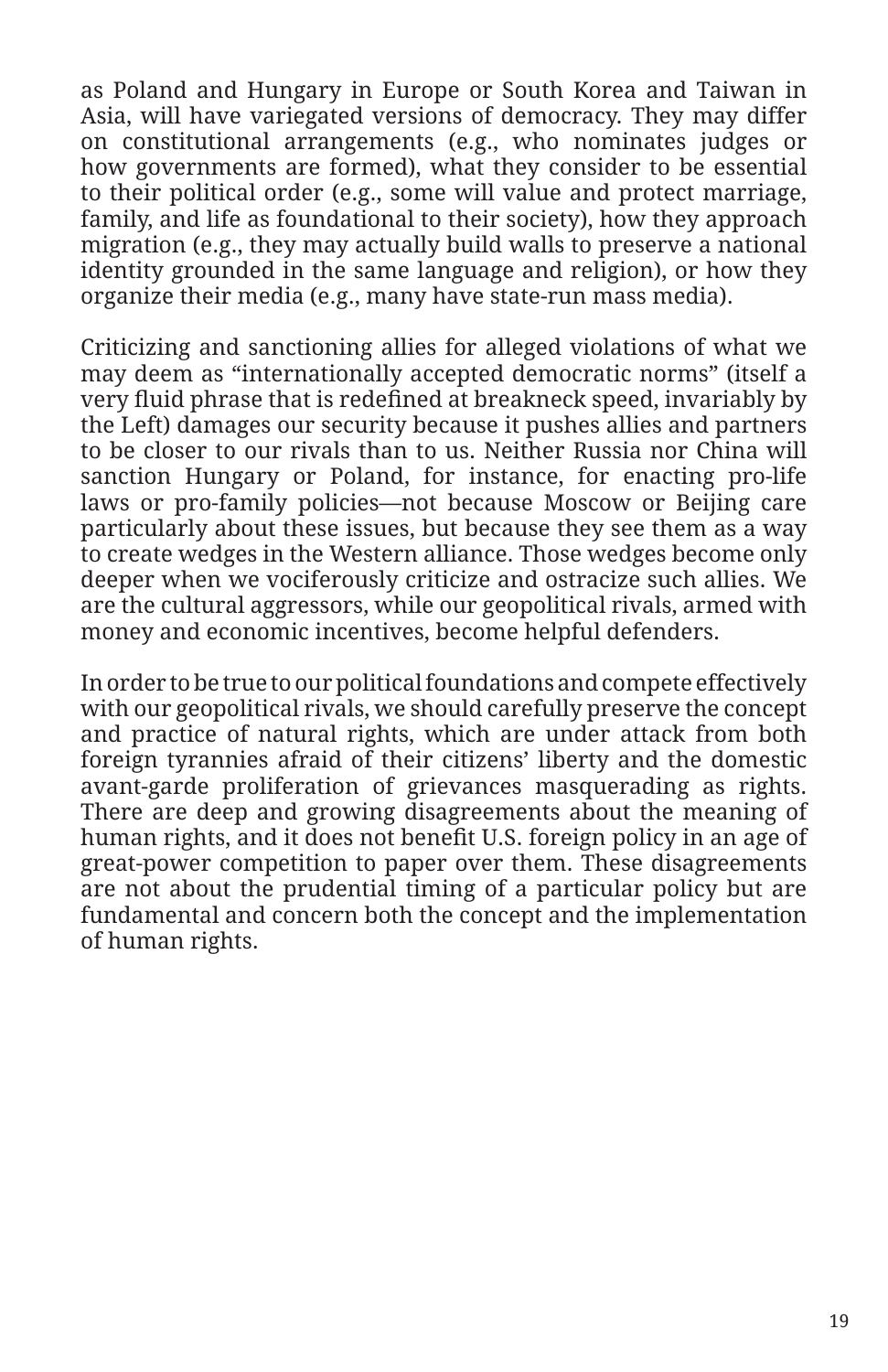as Poland and Hungary in Europe or South Korea and Taiwan in Asia, will have variegated versions of democracy. They may differ on constitutional arrangements (e.g., who nominates judges or how governments are formed), what they consider to be essential to their political order (e.g., some will value and protect marriage, family, and life as foundational to their society), how they approach migration (e.g., they may actually build walls to preserve a national identity grounded in the same language and religion), or how they organize their media (e.g., many have state-run mass media).

Criticizing and sanctioning allies for alleged violations of what we may deem as "internationally accepted democratic norms" (itself a very fluid phrase that is redefined at breakneck speed, invariably by the Left) damages our security because it pushes allies and partners to be closer to our rivals than to us. Neither Russia nor China will sanction Hungary or Poland, for instance, for enacting pro-life laws or pro-family policies—not because Moscow or Beijing care particularly about these issues, but because they see them as a way to create wedges in the Western alliance. Those wedges become only deeper when we vociferously criticize and ostracize such allies. We are the cultural aggressors, while our geopolitical rivals, armed with money and economic incentives, become helpful defenders.

In order to be true to our political foundations and compete effectively with our geopolitical rivals, we should carefully preserve the concept and practice of natural rights, which are under attack from both foreign tyrannies afraid of their citizens' liberty and the domestic avant-garde proliferation of grievances masquerading as rights. There are deep and growing disagreements about the meaning of human rights, and it does not benefit U.S. foreign policy in an age of great-power competition to paper over them. These disagreements are not about the prudential timing of a particular policy but are fundamental and concern both the concept and the implementation of human rights.